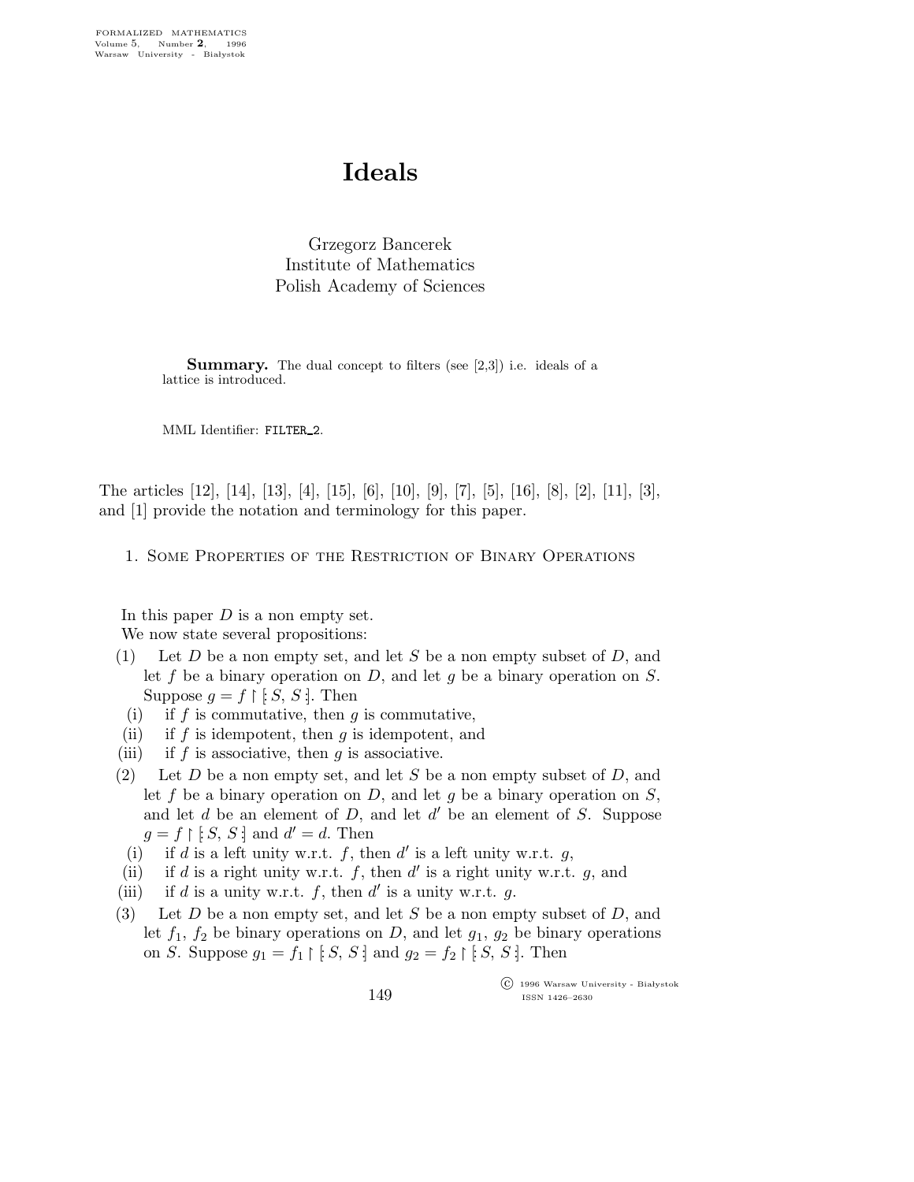# Ideals

Grzegorz Bancerek
Institute of Mathematics
Polish Academy of Sciences

**Summary.** The dual concept to filters (see [2,3]) i.e. ideals of a lattice is introduced.

MML Identifier: FILTER_2.

The articles [12], [14], [13], [4], [15], [6], [10], [9], [7], [5], [16], [8], [2], [11], [3], and [1] provide the notation and terminology for this paper.

## 1. Some Properties of the Restriction of Binary Operations

In this paper $D$ is a non empty set.

We now state several propositions:

(1) Let $D$ be a non empty set, and let $S$ be a non empty subset of $D$, and let $f$ be a binary operation on $D$, and let $g$ be a binary operation on $S$. Suppose $g = f \restriction [: S, S :]$. Then

(i) if $f$ is commutative, then $g$ is commutative,

(ii) if $f$ is idempotent, then $g$ is idempotent, and

(iii) if $f$ is associative, then $g$ is associative.

(2) Let $D$ be a non empty set, and let $S$ be a non empty subset of $D$, and let $f$ be a binary operation on $D$, and let $g$ be a binary operation on $S$, and let $d$ be an element of $D$, and let $d'$ be an element of $S$. Suppose $g = f \restriction [: S, S :]$ and $d' = d$. Then

(i) if $d$ is a left unity w.r.t. $f$, then $d'$ is a left unity w.r.t. $g$,

(ii) if $d$ is a right unity w.r.t. $f$, then $d'$ is a right unity w.r.t. $g$, and

(iii) if $d$ is a unity w.r.t. $f$, then $d'$ is a unity w.r.t. $g$.

(3) Let $D$ be a non empty set, and let $S$ be a non empty subset of $D$, and let $f_1$, $f_2$ be binary operations on $D$, and let $g_1$, $g_2$ be binary operations on $S$. Suppose $g_1 = f_1 \restriction [: S, S :]$ and $g_2 = f_2 \restriction [: S, S :]$. Then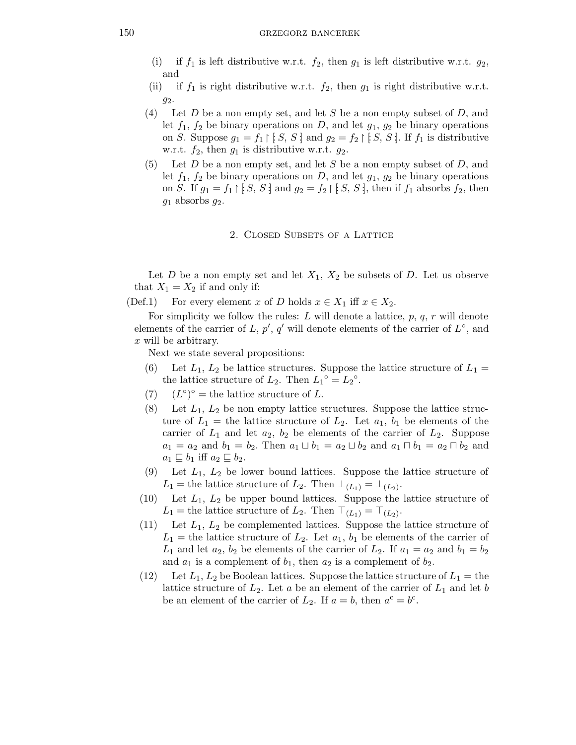(i) if $f_1$ is left distributive w.r.t. $f_2$, then $g_1$ is left distributive w.r.t. $g_2$, and

(ii) if $f_1$ is right distributive w.r.t. $f_2$, then $g_1$ is right distributive w.r.t. $g_2$.

(4) Let $D$ be a non empty set, and let $S$ be a non empty subset of $D$, and let $f_1$, $f_2$ be binary operations on $D$, and let $g_1$, $g_2$ be binary operations on $S$. Suppose $g_1 = f_1 \restriction [\!: S, S :\!]$ and $g_2 = f_2 \restriction [\!: S, S :\!]$. If $f_1$ is distributive w.r.t. $f_2$, then $g_1$ is distributive w.r.t. $g_2$.

(5) Let $D$ be a non empty set, and let $S$ be a non empty subset of $D$, and let $f_1$, $f_2$ be binary operations on $D$, and let $g_1$, $g_2$ be binary operations on $S$. If $g_1 = f_1 \restriction [\!: S, S :\!]$ and $g_2 = f_2 \restriction [\!: S, S :\!]$, then if $f_1$ absorbs $f_2$, then $g_1$ absorbs $g_2$.

## 2. Closed Subsets of a Lattice

Let $D$ be a non empty set and let $X_1$, $X_2$ be subsets of $D$. Let us observe that $X_1 = X_2$ if and only if:

(Def.1) For every element $x$ of $D$ holds $x \in X_1$ iff $x \in X_2$.

For simplicity we follow the rules: $L$ will denote a lattice, $p$, $q$, $r$ will denote elements of the carrier of $L$, $p'$, $q'$ will denote elements of the carrier of $L^{\circ}$, and $x$ will be arbitrary.

Next we state several propositions:

(6) Let $L_1$, $L_2$ be lattice structures. Suppose the lattice structure of $L_1 =$ the lattice structure of $L_2$. Then ${L_1}^{\circ} = {L_2}^{\circ}$.

(7) $(L^{\circ})^{\circ} =$ the lattice structure of $L$.

(8) Let $L_1$, $L_2$ be non empty lattice structures. Suppose the lattice structure of $L_1 =$ the lattice structure of $L_2$. Let $a_1$, $b_1$ be elements of the carrier of $L_1$ and let $a_2$, $b_2$ be elements of the carrier of $L_2$. Suppose $a_1 = a_2$ and $b_1 = b_2$. Then $a_1 \sqcup b_1 = a_2 \sqcup b_2$ and $a_1 \sqcap b_1 = a_2 \sqcap b_2$ and $a_1 \sqsubseteq b_1$ iff $a_2 \sqsubseteq b_2$.

(9) Let $L_1$, $L_2$ be lower bound lattices. Suppose the lattice structure of $L_1 =$ the lattice structure of $L_2$. Then $\bot_{(L_1)} = \bot_{(L_2)}$.

(10) Let $L_1$, $L_2$ be upper bound lattices. Suppose the lattice structure of $L_1 =$ the lattice structure of $L_2$. Then $\top_{(L_1)} = \top_{(L_2)}$.

(11) Let $L_1$, $L_2$ be complemented lattices. Suppose the lattice structure of $L_1 =$ the lattice structure of $L_2$. Let $a_1$, $b_1$ be elements of the carrier of $L_1$ and let $a_2$, $b_2$ be elements of the carrier of $L_2$. If $a_1 = a_2$ and $b_1 = b_2$ and $a_1$ is a complement of $b_1$, then $a_2$ is a complement of $b_2$.

(12) Let $L_1$, $L_2$ be Boolean lattices. Suppose the lattice structure of $L_1 =$ the lattice structure of $L_2$. Let $a$ be an element of the carrier of $L_1$ and let $b$ be an element of the carrier of $L_2$. If $a = b$, then $a^{\mathrm{c}} = b^{\mathrm{c}}$.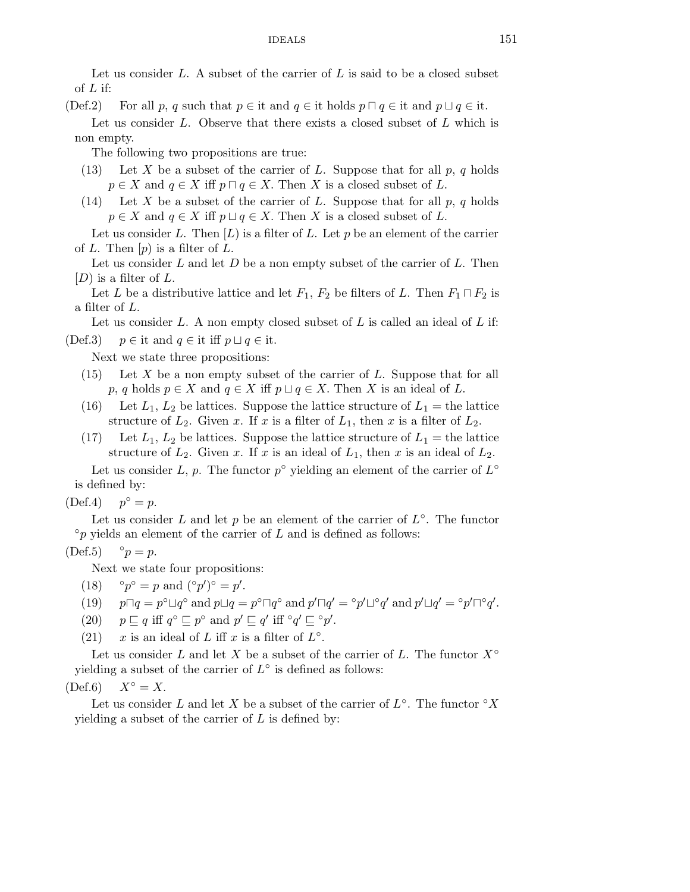Let us consider $L$. A subset of the carrier of $L$ is said to be a closed subset of $L$ if:

(Def.2) For all $p$, $q$ such that $p \in$ it and $q \in$ it holds $p \sqcap q \in$ it and $p \sqcup q \in$ it.

Let us consider $L$. Observe that there exists a closed subset of $L$ which is non empty.

The following two propositions are true:

(13) Let $X$ be a subset of the carrier of $L$. Suppose that for all $p$, $q$ holds $p \in X$ and $q \in X$ iff $p \sqcap q \in X$. Then $X$ is a closed subset of $L$.

(14) Let $X$ be a subset of the carrier of $L$. Suppose that for all $p$, $q$ holds $p \in X$ and $q \in X$ iff $p \sqcup q \in X$. Then $X$ is a closed subset of $L$.

Let us consider $L$. Then $[L)$ is a filter of $L$. Let $p$ be an element of the carrier of $L$. Then $[p)$ is a filter of $L$.

Let us consider $L$ and let $D$ be a non empty subset of the carrier of $L$. Then $[D)$ is a filter of $L$.

Let $L$ be a distributive lattice and let $F_1$, $F_2$ be filters of $L$. Then $F_1 \sqcap F_2$ is a filter of $L$.

Let us consider $L$. A non empty closed subset of $L$ is called an ideal of $L$ if:

(Def.3) $p \in$ it and $q \in$ it iff $p \sqcup q \in$ it.

Next we state three propositions:

(15) Let $X$ be a non empty subset of the carrier of $L$. Suppose that for all $p$, $q$ holds $p \in X$ and $q \in X$ iff $p \sqcup q \in X$. Then $X$ is an ideal of $L$.

(16) Let $L_1$, $L_2$ be lattices. Suppose the lattice structure of $L_1 =$ the lattice structure of $L_2$. Given $x$. If $x$ is a filter of $L_1$, then $x$ is a filter of $L_2$.

(17) Let $L_1$, $L_2$ be lattices. Suppose the lattice structure of $L_1 =$ the lattice structure of $L_2$. Given $x$. If $x$ is an ideal of $L_1$, then $x$ is an ideal of $L_2$.

Let us consider $L$, $p$. The functor $p^\circ$ yielding an element of the carrier of $L^\circ$ is defined by:

(Def.4) $p^\circ = p$.

Let us consider $L$ and let $p$ be an element of the carrier of $L^\circ$. The functor ${}^\circ p$ yields an element of the carrier of $L$ and is defined as follows:

(Def.5) ${}^\circ p = p$.

Next we state four propositions:

(18) ${}^\circ p^\circ = p$ and $({}^\circ p')^\circ = p'$.

(19) $p \sqcap q = p^\circ \sqcup q^\circ$ and $p \sqcup q = p^\circ \sqcap q^\circ$ and $p' \sqcap q' = {}^\circ p' \sqcup {}^\circ q'$ and $p' \sqcup q' = {}^\circ p' \sqcap {}^\circ q'$.

(20) $p \sqsubseteq q$ iff $q^\circ \sqsubseteq p^\circ$ and $p' \sqsubseteq q'$ iff ${}^\circ q' \sqsubseteq {}^\circ p'$.

(21) $x$ is an ideal of $L$ iff $x$ is a filter of $L^\circ$.

Let us consider $L$ and let $X$ be a subset of the carrier of $L$. The functor $X^\circ$ yielding a subset of the carrier of $L^\circ$ is defined as follows:

(Def.6) $X^\circ = X$.

Let us consider $L$ and let $X$ be a subset of the carrier of $L^\circ$. The functor ${}^\circ X$ yielding a subset of the carrier of $L$ is defined by: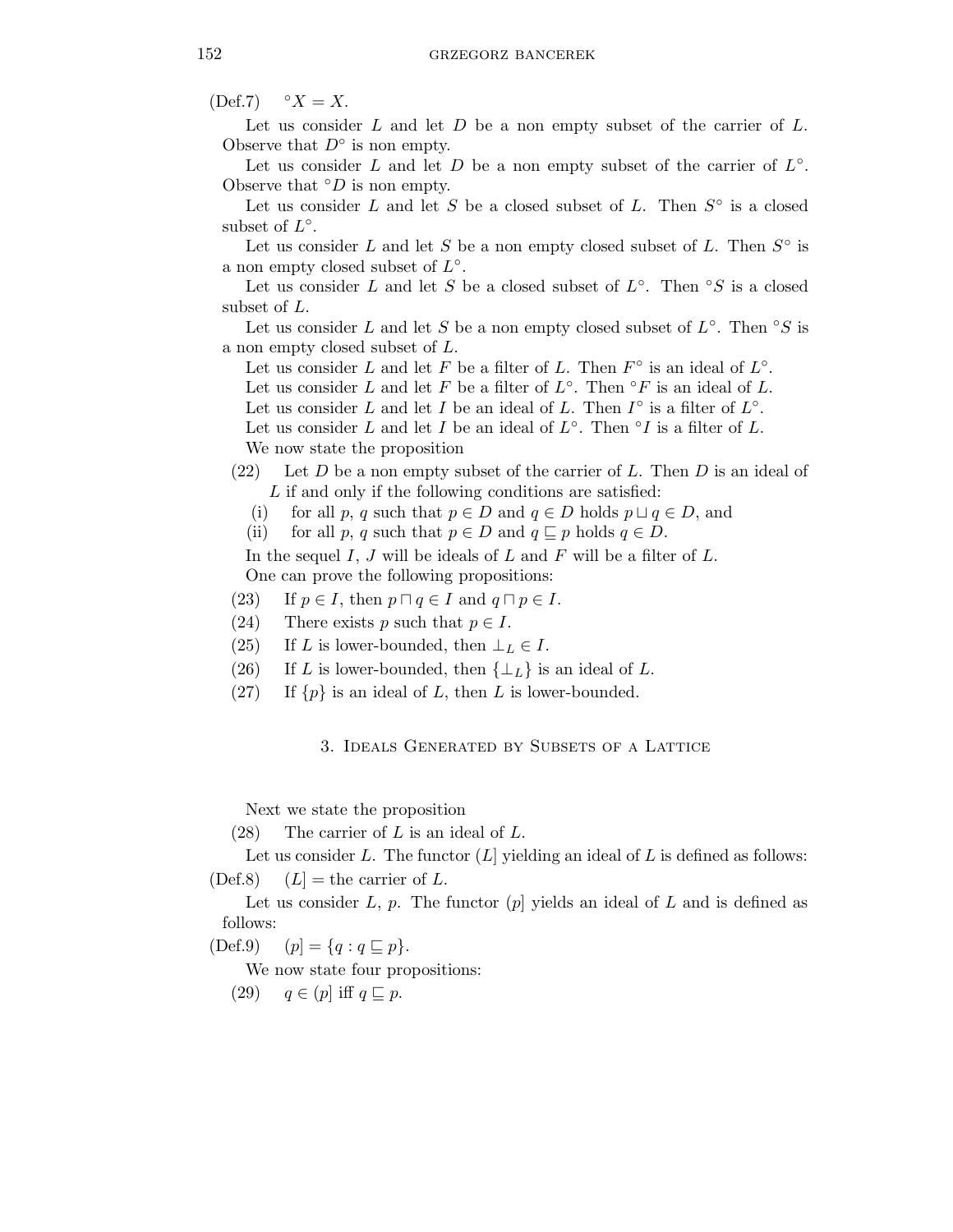(Def.7) $^\circ X = X$.

Let us consider $L$ and let $D$ be a non empty subset of the carrier of $L$. Observe that $D^\circ$ is non empty.

Let us consider $L$ and let $D$ be a non empty subset of the carrier of $L^\circ$. Observe that $^\circ D$ is non empty.

Let us consider $L$ and let $S$ be a closed subset of $L$. Then $S^\circ$ is a closed subset of $L^\circ$.

Let us consider $L$ and let $S$ be a non empty closed subset of $L$. Then $S^\circ$ is a non empty closed subset of $L^\circ$.

Let us consider $L$ and let $S$ be a closed subset of $L^\circ$. Then $^\circ S$ is a closed subset of $L$.

Let us consider $L$ and let $S$ be a non empty closed subset of $L^\circ$. Then $^\circ S$ is a non empty closed subset of $L$.

Let us consider $L$ and let $F$ be a filter of $L$. Then $F^\circ$ is an ideal of $L^\circ$.

Let us consider $L$ and let $F$ be a filter of $L^\circ$. Then $^\circ F$ is an ideal of $L$.

Let us consider $L$ and let $I$ be an ideal of $L$. Then $I^\circ$ is a filter of $L^\circ$.

Let us consider $L$ and let $I$ be an ideal of $L^\circ$. Then $^\circ I$ is a filter of $L$.

We now state the proposition

(22) Let $D$ be a non empty subset of the carrier of $L$. Then $D$ is an ideal of $L$ if and only if the following conditions are satisfied:

(i) for all $p$, $q$ such that $p \in D$ and $q \in D$ holds $p \sqcup q \in D$, and

(ii) for all $p$, $q$ such that $p \in D$ and $q \sqsubseteq p$ holds $q \in D$.

In the sequel $I$, $J$ will be ideals of $L$ and $F$ will be a filter of $L$.

One can prove the following propositions:

(23) If $p \in I$, then $p \sqcap q \in I$ and $q \sqcap p \in I$.

(24) There exists $p$ such that $p \in I$.

(25) If $L$ is lower-bounded, then $\bot_L \in I$.

(26) If $L$ is lower-bounded, then $\{\bot_L\}$ is an ideal of $L$.

(27) If $\{p\}$ is an ideal of $L$, then $L$ is lower-bounded.

## 3. Ideals Generated by Subsets of a Lattice

Next we state the proposition

(28) The carrier of $L$ is an ideal of $L$.

Let us consider $L$. The functor $(L]$ yielding an ideal of $L$ is defined as follows:

(Def.8) $(L] =$ the carrier of $L$.

Let us consider $L$, $p$. The functor $(p]$ yields an ideal of $L$ and is defined as follows:

(Def.9) $(p] = \{q : q \sqsubseteq p\}$.

We now state four propositions:

(29) $q \in (p]$ iff $q \sqsubseteq p$.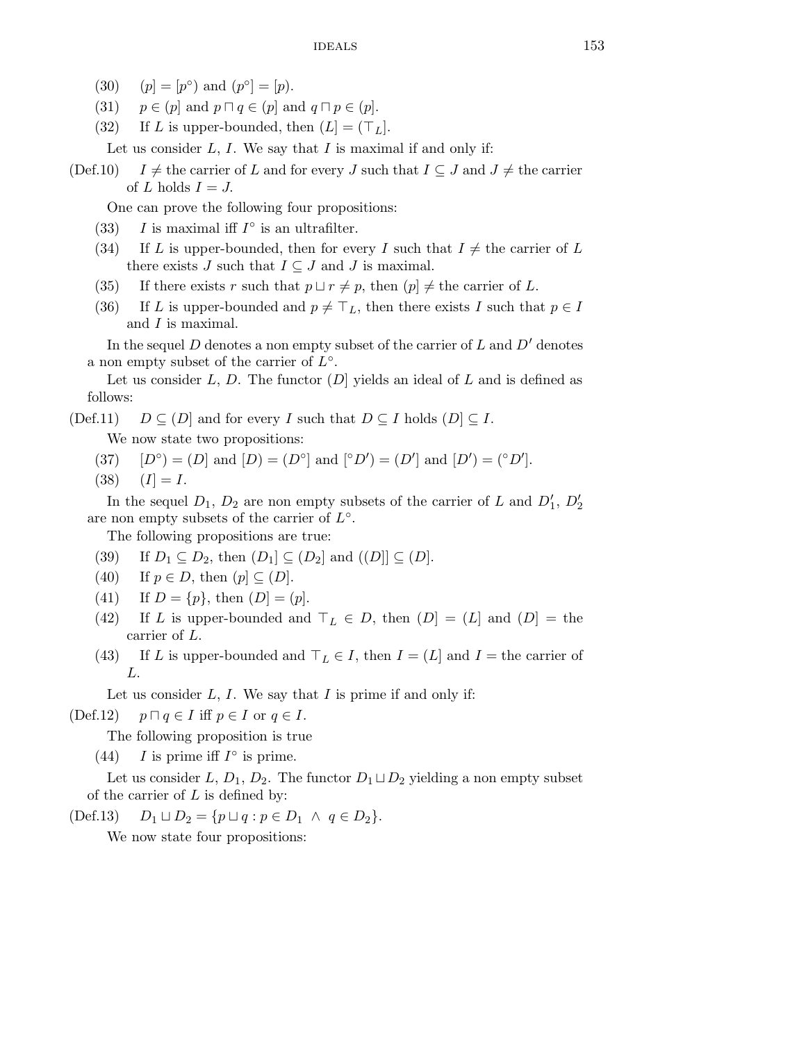(30) $(p] = [p^\circ)$ and $(p^\circ] = [p)$.

(31) $p \in (p]$ and $p \sqcap q \in (p]$ and $q \sqcap p \in (p]$.

(32) If $L$ is upper-bounded, then $(L] = (\top_L]$.

Let us consider $L$, $I$. We say that $I$ is maximal if and only if:

(Def.10) $I \neq$ the carrier of $L$ and for every $J$ such that $I \subseteq J$ and $J \neq$ the carrier of $L$ holds $I = J$.

One can prove the following four propositions:

(33) $I$ is maximal iff $I^\circ$ is an ultrafilter.

(34) If $L$ is upper-bounded, then for every $I$ such that $I \neq$ the carrier of $L$ there exists $J$ such that $I \subseteq J$ and $J$ is maximal.

(35) If there exists $r$ such that $p \sqcup r \neq p$, then $(p] \neq$ the carrier of $L$.

(36) If $L$ is upper-bounded and $p \neq \top_L$, then there exists $I$ such that $p \in I$ and $I$ is maximal.

In the sequel $D$ denotes a non empty subset of the carrier of $L$ and $D'$ denotes a non empty subset of the carrier of $L^\circ$.

Let us consider $L$, $D$. The functor $(D]$ yields an ideal of $L$ and is defined as follows:

(Def.11) $D \subseteq (D]$ and for every $I$ such that $D \subseteq I$ holds $(D] \subseteq I$.

We now state two propositions:

(37) $[D^\circ) = (D]$ and $[D) = (D^\circ]$ and $[{}^\circ D') = (D']$ and $[D') = ({}^\circ D']$.

(38) $(I] = I$.

In the sequel $D_1$, $D_2$ are non empty subsets of the carrier of $L$ and $D'_1$, $D'_2$ are non empty subsets of the carrier of $L^\circ$.

The following propositions are true:

(39) If $D_1 \subseteq D_2$, then $(D_1] \subseteq (D_2]$ and $((D]] \subseteq (D]$.

(40) If $p \in D$, then $(p] \subseteq (D]$.

(41) If $D = \{p\}$, then $(D] = (p]$.

(42) If $L$ is upper-bounded and $\top_L \in D$, then $(D] = (L]$ and $(D] =$ the carrier of $L$.

(43) If $L$ is upper-bounded and $\top_L \in I$, then $I = (L]$ and $I =$ the carrier of $L$.

Let us consider $L$, $I$. We say that $I$ is prime if and only if:

(Def.12) $p \sqcap q \in I$ iff $p \in I$ or $q \in I$.

The following proposition is true

(44) $I$ is prime iff $I^\circ$ is prime.

Let us consider $L$, $D_1$, $D_2$. The functor $D_1 \sqcup D_2$ yielding a non empty subset of the carrier of $L$ is defined by:

(Def.13) $D_1 \sqcup D_2 = \{p \sqcup q : p \in D_1 \ \wedge \ q \in D_2\}$.

We now state four propositions: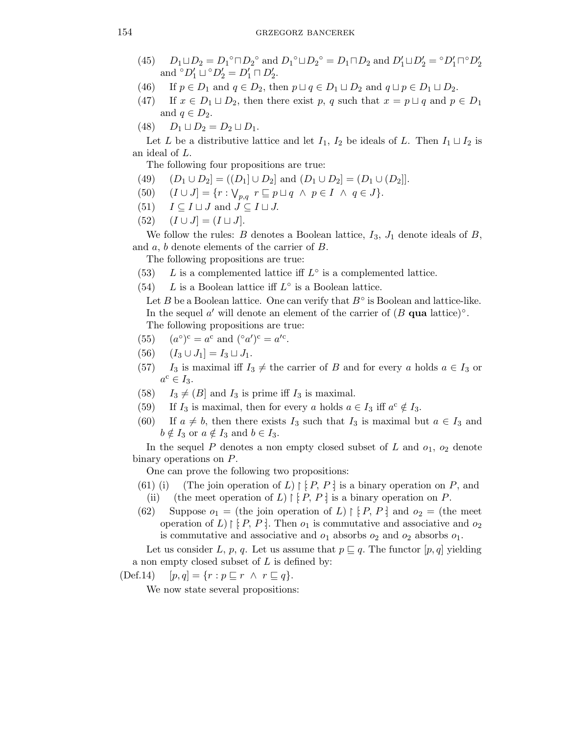(45) $D_1 \sqcup D_2 = {D_1}^\circ \sqcap {D_2}^\circ$ and ${D_1}^\circ \sqcup {D_2}^\circ = D_1 \sqcap D_2$ and $D_1' \sqcup D_2' = {}^\circ D_1' \sqcap {}^\circ D_2'$ and ${}^\circ D_1' \sqcup {}^\circ D_2' = D_1' \sqcap D_2'$.

(46) If $p \in D_1$ and $q \in D_2$, then $p \sqcup q \in D_1 \sqcup D_2$ and $q \sqcup p \in D_1 \sqcup D_2$.

(47) If $x \in D_1 \sqcup D_2$, then there exist $p$, $q$ such that $x = p \sqcup q$ and $p \in D_1$ and $q \in D_2$.

(48) $D_1 \sqcup D_2 = D_2 \sqcup D_1$.

Let $L$ be a distributive lattice and let $I_1$, $I_2$ be ideals of $L$. Then $I_1 \sqcup I_2$ is an ideal of $L$.

The following four propositions are true:

(49) $(D_1 \cup D_2] = ((D_1] \cup D_2]$ and $(D_1 \cup D_2] = (D_1 \cup (D_2]]$.

(50) $(I \cup J] = \{r : \bigvee_{p,q}\ r \sqsubseteq p \sqcup q\ \wedge\ p \in I\ \wedge\ q \in J\}$.

(51) $I \subseteq I \sqcup J$ and $J \subseteq I \sqcup J$.

(52) $(I \cup J] = (I \sqcup J]$.

We follow the rules: $B$ denotes a Boolean lattice, $I_3$, $J_1$ denote ideals of $B$, and $a$, $b$ denote elements of the carrier of $B$.

The following propositions are true:

(53) $L$ is a complemented lattice iff $L^\circ$ is a complemented lattice.

(54) $L$ is a Boolean lattice iff $L^\circ$ is a Boolean lattice.

Let $B$ be a Boolean lattice. One can verify that $B^\circ$ is Boolean and lattice-like. In the sequel $a'$ will denote an element of the carrier of ($B$ **qua** lattice)$^\circ$.

The following propositions are true:

(55) $(a^\circ)^{\rm c} = a^{\rm c}$ and $({}^\circ a')^{\rm c} = a'^{\rm c}$.

(56) $(I_3 \cup J_1] = I_3 \sqcup J_1$.

(57) $I_3$ is maximal iff $I_3 \neq$ the carrier of $B$ and for every $a$ holds $a \in I_3$ or $a^{\rm c} \in I_3$.

(58) $I_3 \neq (B]$ and $I_3$ is prime iff $I_3$ is maximal.

(59) If $I_3$ is maximal, then for every $a$ holds $a \in I_3$ iff $a^{\rm c} \notin I_3$.

(60) If $a \neq b$, then there exists $I_3$ such that $I_3$ is maximal but $a \in I_3$ and $b \notin I_3$ or $a \notin I_3$ and $b \in I_3$.

In the sequel $P$ denotes a non empty closed subset of $L$ and $o_1$, $o_2$ denote binary operations on $P$.

One can prove the following two propositions:

(61) (i) (The join operation of $L$) $\restriction [\!:P, P:\!]$ is a binary operation on $P$, and
(ii) (the meet operation of $L$) $\restriction [\!:P, P:\!]$ is a binary operation on $P$.

(62) Suppose $o_1 =$ (the join operation of $L$) $\restriction [\!:P, P:\!]$ and $o_2 =$ (the meet operation of $L$) $\restriction [\!:P, P:\!]$. Then $o_1$ is commutative and associative and $o_2$ is commutative and associative and $o_1$ absorbs $o_2$ and $o_2$ absorbs $o_1$.

Let us consider $L$, $p$, $q$. Let us assume that $p \sqsubseteq q$. The functor $[p, q]$ yielding a non empty closed subset of $L$ is defined by:

(Def.14) $[p, q] = \{r : p \sqsubseteq r\ \wedge\ r \sqsubseteq q\}$.

We now state several propositions: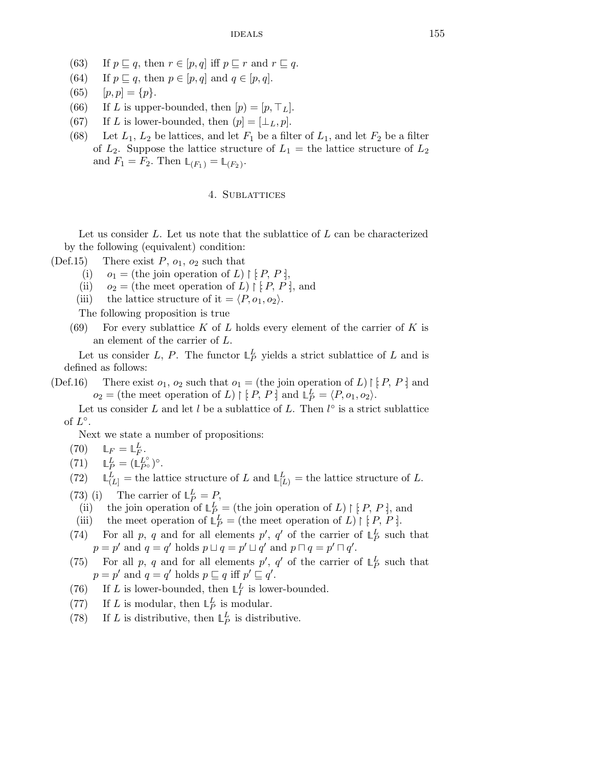(63) If $p \sqsubseteq q$, then $r \in [p, q]$ iff $p \sqsubseteq r$ and $r \sqsubseteq q$.

(64) If $p \sqsubseteq q$, then $p \in [p, q]$ and $q \in [p, q]$.

(65) $[p, p] = \{p\}$.

(66) If $L$ is upper-bounded, then $[p) = [p, \top_L]$.

(67) If $L$ is lower-bounded, then $(p] = [\bot_L, p]$.

(68) Let $L_1$, $L_2$ be lattices, and let $F_1$ be a filter of $L_1$, and let $F_2$ be a filter of $L_2$. Suppose the lattice structure of $L_1$ = the lattice structure of $L_2$ and $F_1 = F_2$. Then $\mathbb{L}_{(F_1)} = \mathbb{L}_{(F_2)}$.

## 4. Sublattices

Let us consider $L$. Let us note that the sublattice of $L$ can be characterized by the following (equivalent) condition:

(Def.15) There exist $P$, $o_1$, $o_2$ such that

- (i) $o_1 =$ (the join operation of $L$) $\restriction [\!: P, P :\!]$,
- (ii) $o_2 =$ (the meet operation of $L$) $\restriction [\!: P, P :\!]$, and
- (iii) the lattice structure of it $= \langle P, o_1, o_2 \rangle$.

The following proposition is true

(69) For every sublattice $K$ of $L$ holds every element of the carrier of $K$ is an element of the carrier of $L$.

Let us consider $L$, $P$. The functor $\mathbb{L}_P^L$ yields a strict sublattice of $L$ and is defined as follows:

(Def.16) There exist $o_1$, $o_2$ such that $o_1 =$ (the join operation of $L$) $\restriction [\!: P, P :\!]$ and $o_2 =$ (the meet operation of $L$) $\restriction [\!: P, P :\!]$ and $\mathbb{L}_P^L = \langle P, o_1, o_2 \rangle$.

Let us consider $L$ and let $l$ be a sublattice of $L$. Then $l^\circ$ is a strict sublattice of $L^\circ$.

Next we state a number of propositions:

(70) $\mathbb{L}_F = \mathbb{L}_F^L$.

(71) $\mathbb{L}_P^L = (\mathbb{L}_{P^\circ}^{L^\circ})^\circ$.

(72) $\mathbb{L}_{(L]}^L =$ the lattice structure of $L$ and $\mathbb{L}_{[L)}^L =$ the lattice structure of $L$.

(73)
- (i) The carrier of $\mathbb{L}_P^L = P$,
- (ii) the join operation of $\mathbb{L}_P^L =$ (the join operation of $L$) $\restriction [\!: P, P :\!]$, and
- (iii) the meet operation of $\mathbb{L}_P^L =$ (the meet operation of $L$) $\restriction [\!: P, P :\!]$.

(74) For all $p$, $q$ and for all elements $p'$, $q'$ of the carrier of $\mathbb{L}_P^L$ such that $p = p'$ and $q = q'$ holds $p \sqcup q = p' \sqcup q'$ and $p \sqcap q = p' \sqcap q'$.

(75) For all $p$, $q$ and for all elements $p'$, $q'$ of the carrier of $\mathbb{L}_P^L$ such that $p = p'$ and $q = q'$ holds $p \sqsubseteq q$ iff $p' \sqsubseteq q'$.

(76) If $L$ is lower-bounded, then $\mathbb{L}_I^L$ is lower-bounded.

(77) If $L$ is modular, then $\mathbb{L}_P^L$ is modular.

(78) If $L$ is distributive, then $\mathbb{L}_P^L$ is distributive.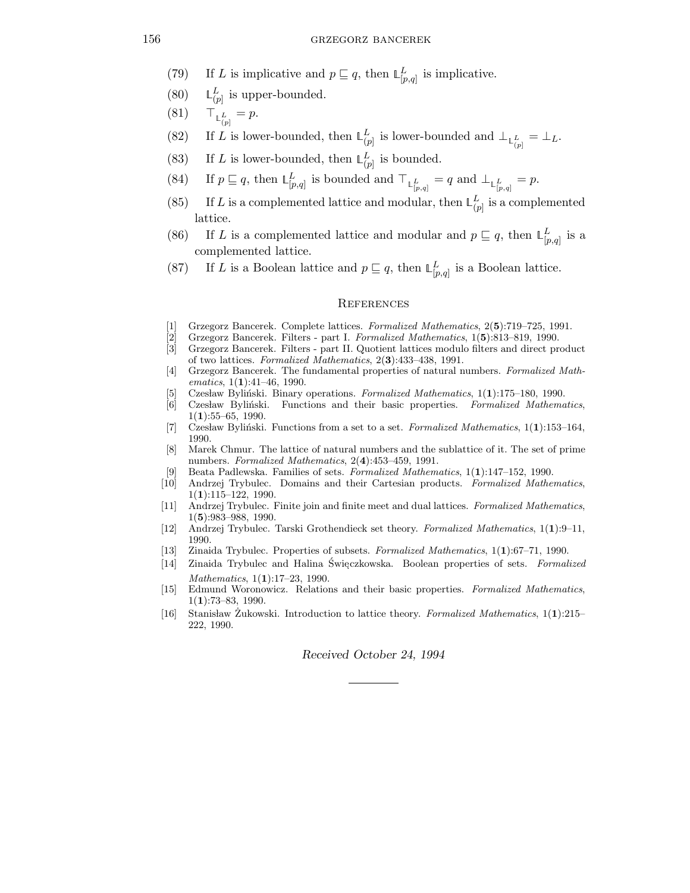(79) If $L$ is implicative and $p \sqsubseteq q$, then $\mathbb{L}^L_{[p,q]}$ is implicative.

(80) $\mathbb{L}^L_{(p]}$ is upper-bounded.

(81) $\top_{\mathbb{L}^L_{(p]}} = p$.

(82) If $L$ is lower-bounded, then $\mathbb{L}^L_{(p]}$ is lower-bounded and $\bot_{\mathbb{L}^L_{(p]}} = \bot_L$.

(83) If $L$ is lower-bounded, then $\mathbb{L}^L_{(p]}$ is bounded.

(84) If $p \sqsubseteq q$, then $\mathbb{L}^L_{[p,q]}$ is bounded and $\top_{\mathbb{L}^L_{[p,q]}} = q$ and $\bot_{\mathbb{L}^L_{[p,q]}} = p$.

(85) If $L$ is a complemented lattice and modular, then $\mathbb{L}^L_{(p]}$ is a complemented lattice.

(86) If $L$ is a complemented lattice and modular and $p \sqsubseteq q$, then $\mathbb{L}^L_{[p,q]}$ is a complemented lattice.

(87) If $L$ is a Boolean lattice and $p \sqsubseteq q$, then $\mathbb{L}^L_{[p,q]}$ is a Boolean lattice.

## References

[1] Grzegorz Bancerek. Complete lattices. *Formalized Mathematics*, 2(**5**):719–725, 1991.

[2] Grzegorz Bancerek. Filters - part I. *Formalized Mathematics*, 1(**5**):813–819, 1990.

[3] Grzegorz Bancerek. Filters - part II. Quotient lattices modulo filters and direct product of two lattices. *Formalized Mathematics*, 2(**3**):433–438, 1991.

[4] Grzegorz Bancerek. The fundamental properties of natural numbers. *Formalized Mathematics*, 1(**1**):41–46, 1990.

[5] Czesław Byliński. Binary operations. *Formalized Mathematics*, 1(**1**):175–180, 1990.

[6] Czesław Byliński. Functions and their basic properties. *Formalized Mathematics*, 1(**1**):55–65, 1990.

[7] Czesław Byliński. Functions from a set to a set. *Formalized Mathematics*, 1(**1**):153–164, 1990.

[8] Marek Chmur. The lattice of natural numbers and the sublattice of it. The set of prime numbers. *Formalized Mathematics*, 2(**4**):453–459, 1991.

[9] Beata Padlewska. Families of sets. *Formalized Mathematics*, 1(**1**):147–152, 1990.

[10] Andrzej Trybulec. Domains and their Cartesian products. *Formalized Mathematics*, 1(**1**):115–122, 1990.

[11] Andrzej Trybulec. Finite join and finite meet and dual lattices. *Formalized Mathematics*, 1(**5**):983–988, 1990.

[12] Andrzej Trybulec. Tarski Grothendieck set theory. *Formalized Mathematics*, 1(**1**):9–11, 1990.

[13] Zinaida Trybulec. Properties of subsets. *Formalized Mathematics*, 1(**1**):67–71, 1990.

[14] Zinaida Trybulec and Halina Święczkowska. Boolean properties of sets. *Formalized Mathematics*, 1(**1**):17–23, 1990.

[15] Edmund Woronowicz. Relations and their basic properties. *Formalized Mathematics*, 1(**1**):73–83, 1990.

[16] Stanisław Żukowski. Introduction to lattice theory. *Formalized Mathematics*, 1(**1**):215–222, 1990.

*Received October 24, 1994*